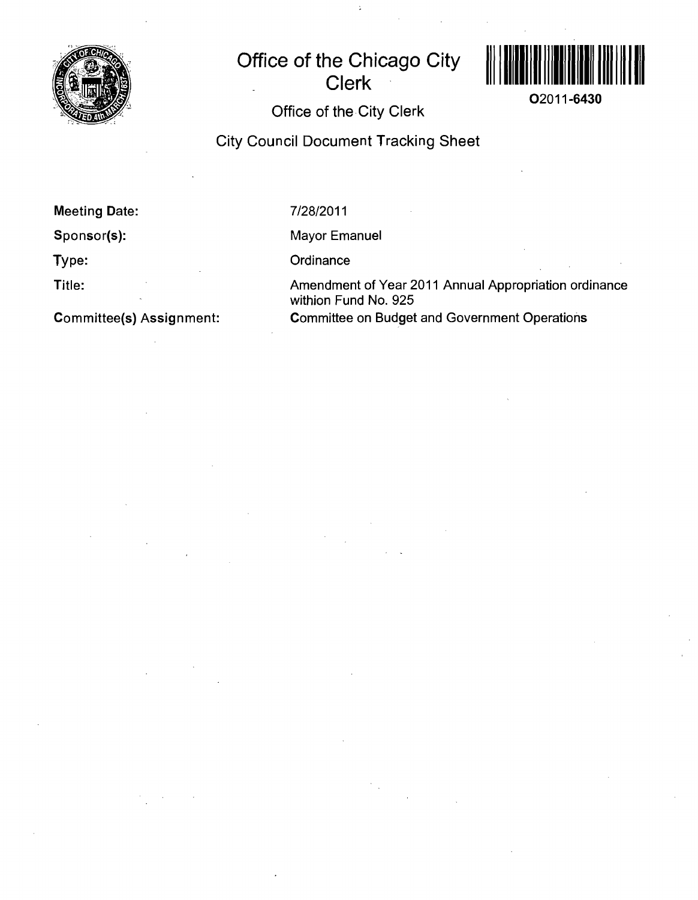# Office of the Chicago City Clerk

O2011-6430

## Office of the City Clerk

## City Council Document Tracking Sheet

**Meeting Date:** 7/28/2011

**Sponsor(s):** Mayor Emanuel

**Type:** Ordinance

**Title:** Amendment of Year 2011 Annual Appropriation ordinance withion Fund No. 925

**Committee(s) Assignment:** Committee on Budget and Government Operations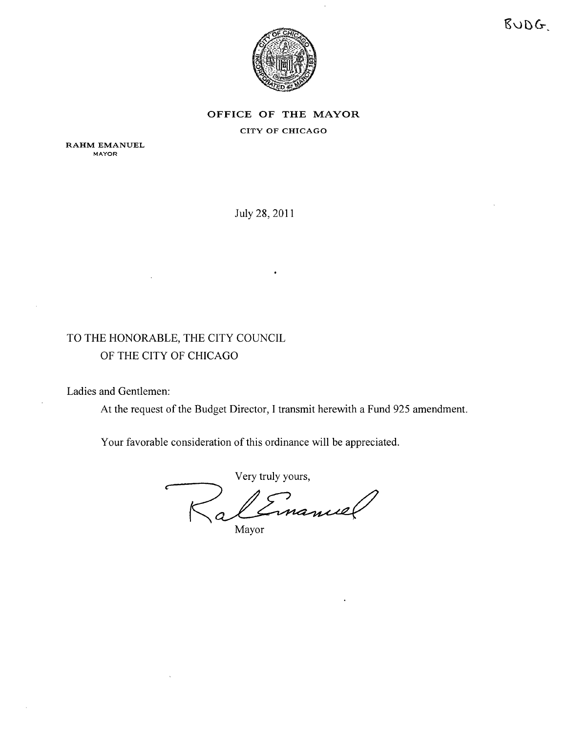BUDG.

**OFFICE OF THE MAYOR**

CITY OF CHICAGO

**RAHM EMANUEL**
MAYOR

July 28, 2011

TO THE HONORABLE, THE CITY COUNCIL
OF THE CITY OF CHICAGO

Ladies and Gentlemen:

At the request of the Budget Director, I transmit herewith a Fund 925 amendment.

Your favorable consideration of this ordinance will be appreciated.

Very truly yours,

Mayor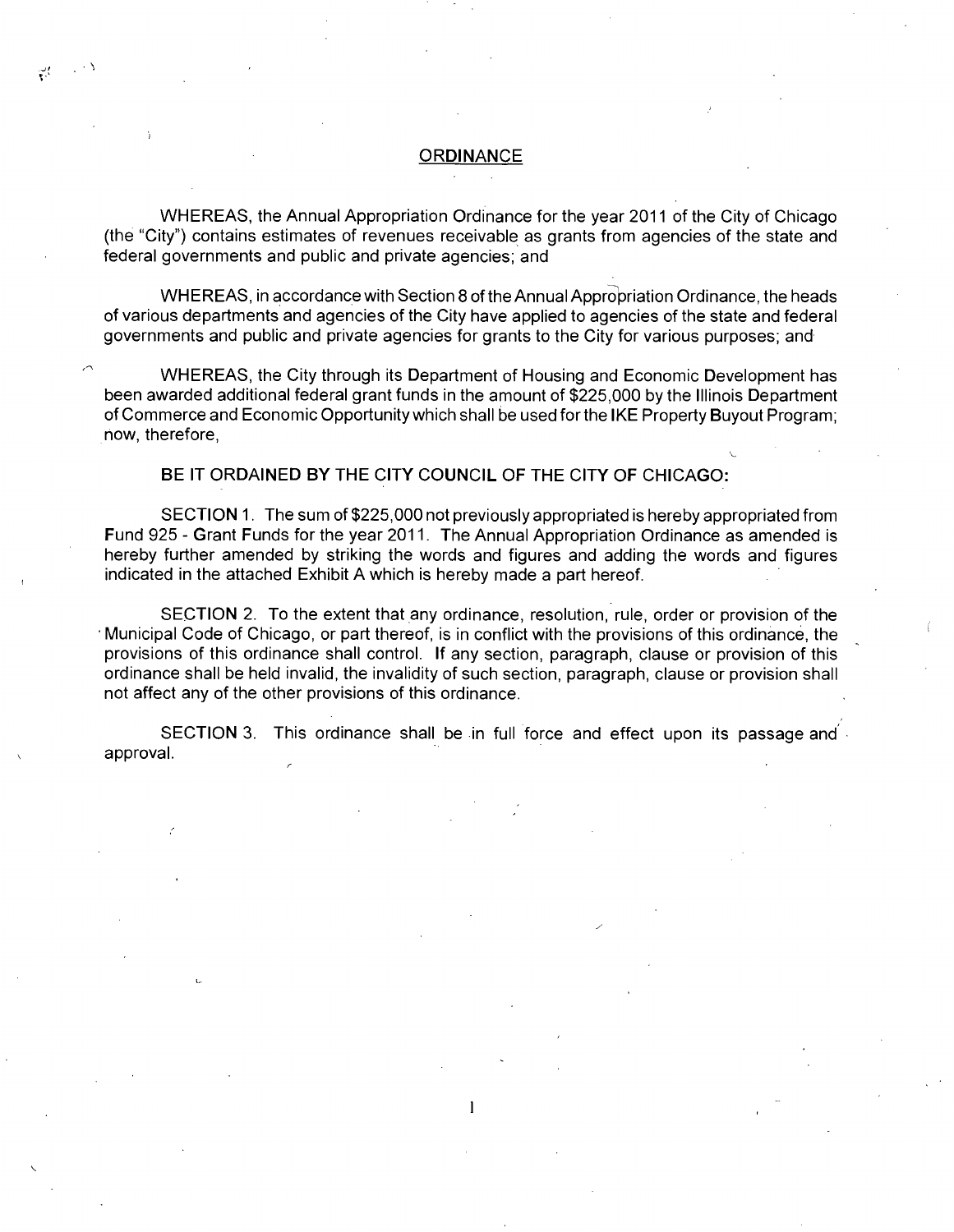# ORDINANCE

WHEREAS, the Annual Appropriation Ordinance for the year 2011 of the City of Chicago (the "City") contains estimates of revenues receivable as grants from agencies of the state and federal governments and public and private agencies; and

WHEREAS, in accordance with Section 8 of the Annual Appropriation Ordinance, the heads of various departments and agencies of the City have applied to agencies of the state and federal governments and public and private agencies for grants to the City for various purposes; and

WHEREAS, the City through its Department of Housing and Economic Development has been awarded additional federal grant funds in the amount of $225,000 by the Illinois Department of Commerce and Economic Opportunity which shall be used for the IKE Property Buyout Program; now, therefore,

BE IT ORDAINED BY THE CITY COUNCIL OF THE CITY OF CHICAGO:

SECTION 1. The sum of $225,000 not previously appropriated is hereby appropriated from Fund 925 - Grant Funds for the year 2011. The Annual Appropriation Ordinance as amended is hereby further amended by striking the words and figures and adding the words and figures indicated in the attached Exhibit A which is hereby made a part hereof.

SECTION 2. To the extent that any ordinance, resolution, rule, order or provision of the Municipal Code of Chicago, or part thereof, is in conflict with the provisions of this ordinance, the provisions of this ordinance shall control. If any section, paragraph, clause or provision of this ordinance shall be held invalid, the invalidity of such section, paragraph, clause or provision shall not affect any of the other provisions of this ordinance.

SECTION 3. This ordinance shall be in full force and effect upon its passage and approval.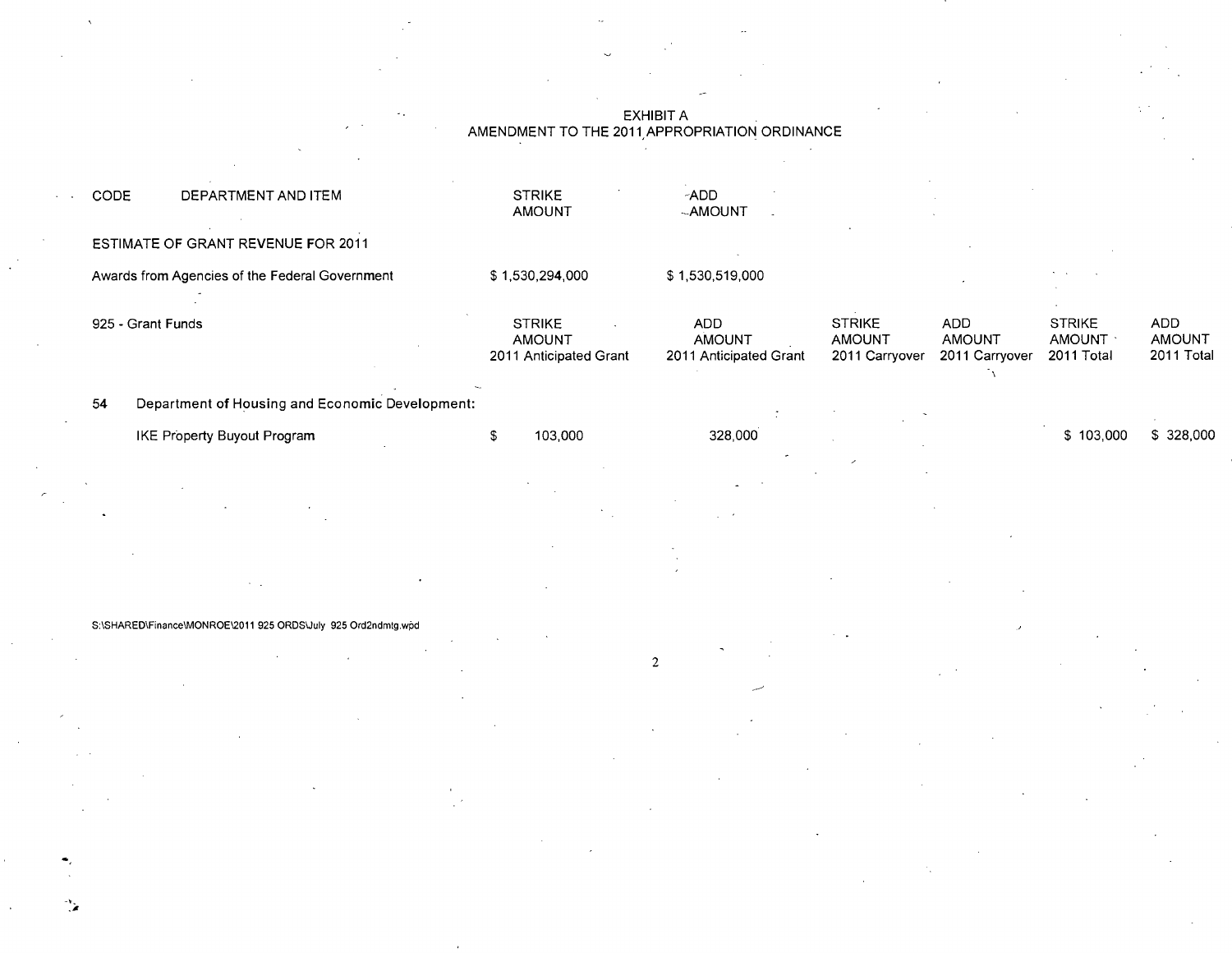EXHIBIT A
AMENDMENT TO THE 2011 APPROPRIATION ORDINANCE

| CODE | DEPARTMENT AND ITEM | STRIKE AMOUNT | ADD AMOUNT |
|---|---|---|---|
| | ESTIMATE OF GRANT REVENUE FOR 2011 | | |
| | Awards from Agencies of the Federal Government | $ 1,530,294,000 | $ 1,530,519,000 |

| 925 - Grant Funds | | STRIKE AMOUNT 2011 Anticipated Grant | ADD AMOUNT 2011 Anticipated Grant | STRIKE AMOUNT 2011 Carryover | ADD AMOUNT 2011 Carryover | STRIKE AMOUNT 2011 Total | ADD AMOUNT 2011 Total |
|---|---|---|---|---|---|---|---|
| 54 | Department of Housing and Economic Development: | | | | | | |
| | IKE Property Buyout Program | $ 103,000 | 328,000 | | | $ 103,000 | $ 328,000 |

S:\SHARED\Finance\MONROE\2011 925 ORDS\July 925 Ord2ndmtg.wpd